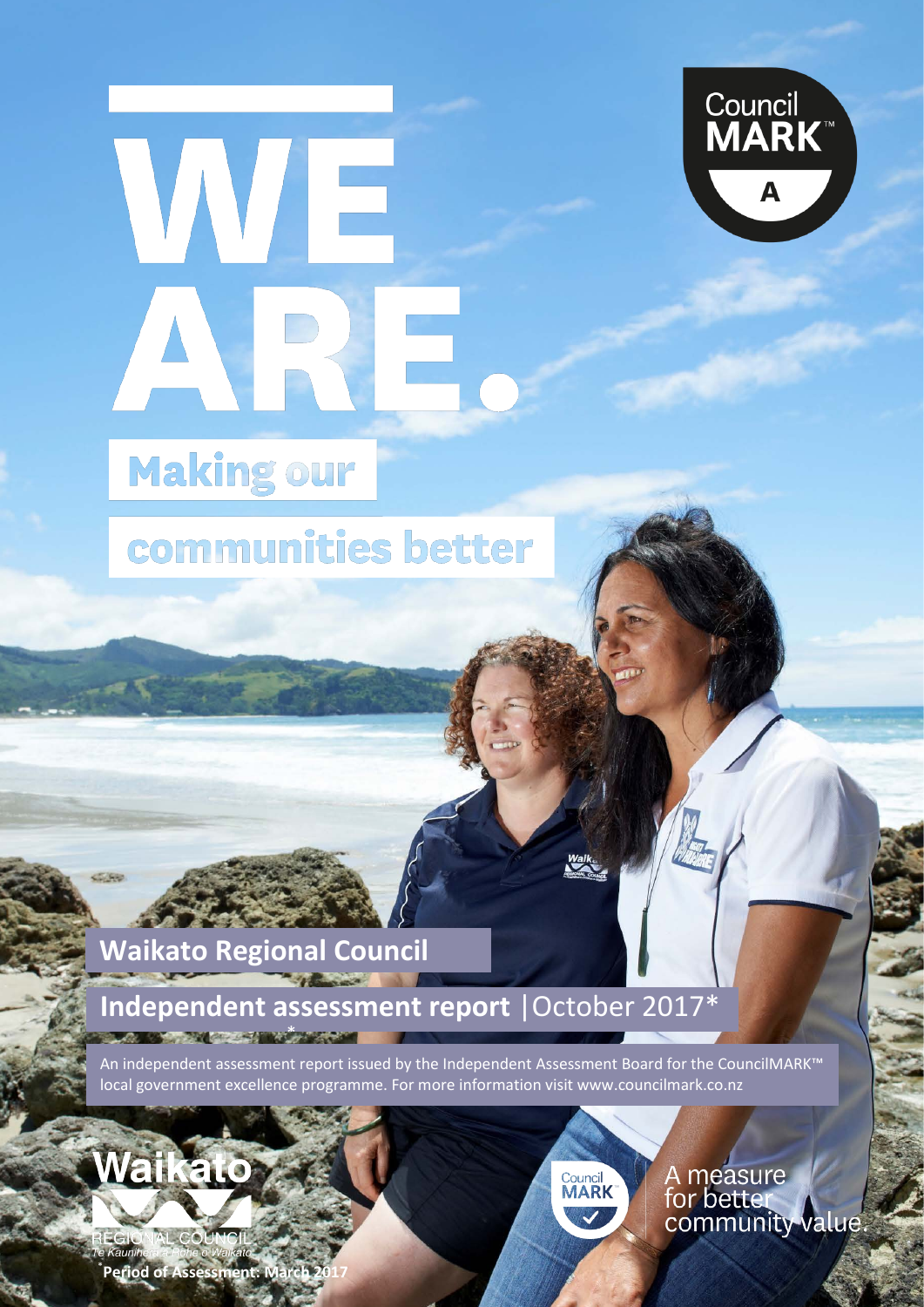# WE ARE.

## Making our communities better

Council MARK™ A

## Waikato Regional Council

## Independent assessment report | October 2017*

An independent assessment report issued by the Independent Assessment Board for the CouncilMARK™ local government excellence programme. For more information visit www.councilmark.co.nz

Waikato Regional Council
Te Kaunihera ā Rohe o Waikato

Council MARK — A measure for better community value.

*Period of Assessment: March 2017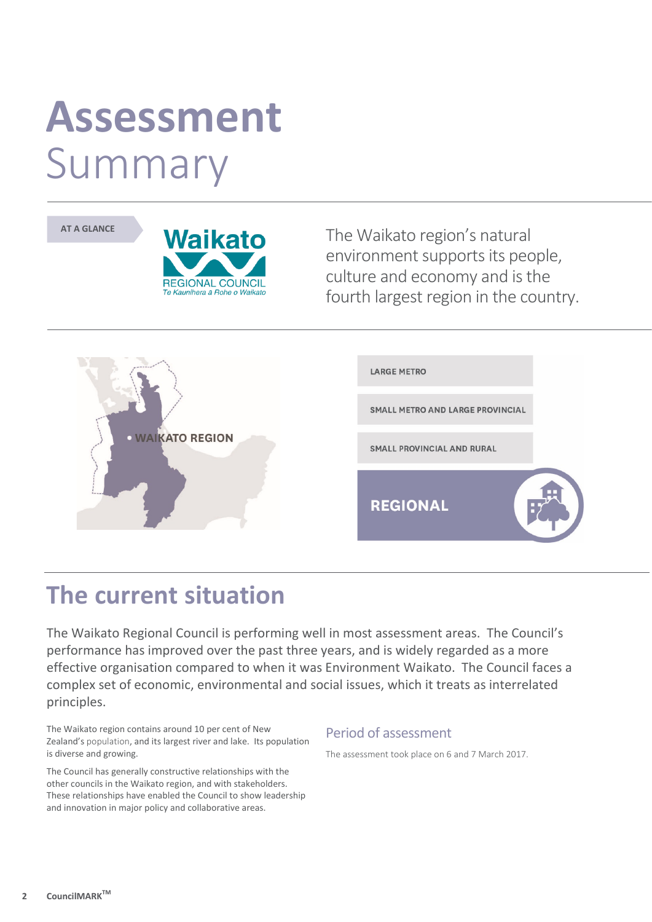# Assessment Summary

AT A GLANCE

Waikato REGIONAL COUNCIL Te Kaunihera ā Rohe o Waikato

The Waikato region's natural environment supports its people, culture and economy and is the fourth largest region in the country.

WAIKATO REGION

LARGE METRO

SMALL METRO AND LARGE PROVINCIAL

SMALL PROVINCIAL AND RURAL

**REGIONAL**

## The current situation

The Waikato Regional Council is performing well in most assessment areas. The Council's performance has improved over the past three years, and is widely regarded as a more effective organisation compared to when it was Environment Waikato. The Council faces a complex set of economic, environmental and social issues, which it treats as interrelated principles.

The Waikato region contains around 10 per cent of New Zealand's population, and its largest river and lake. Its population is diverse and growing.

The Council has generally constructive relationships with the other councils in the Waikato region, and with stakeholders. These relationships have enabled the Council to show leadership and innovation in major policy and collaborative areas.

### Period of assessment

The assessment took place on 6 and 7 March 2017.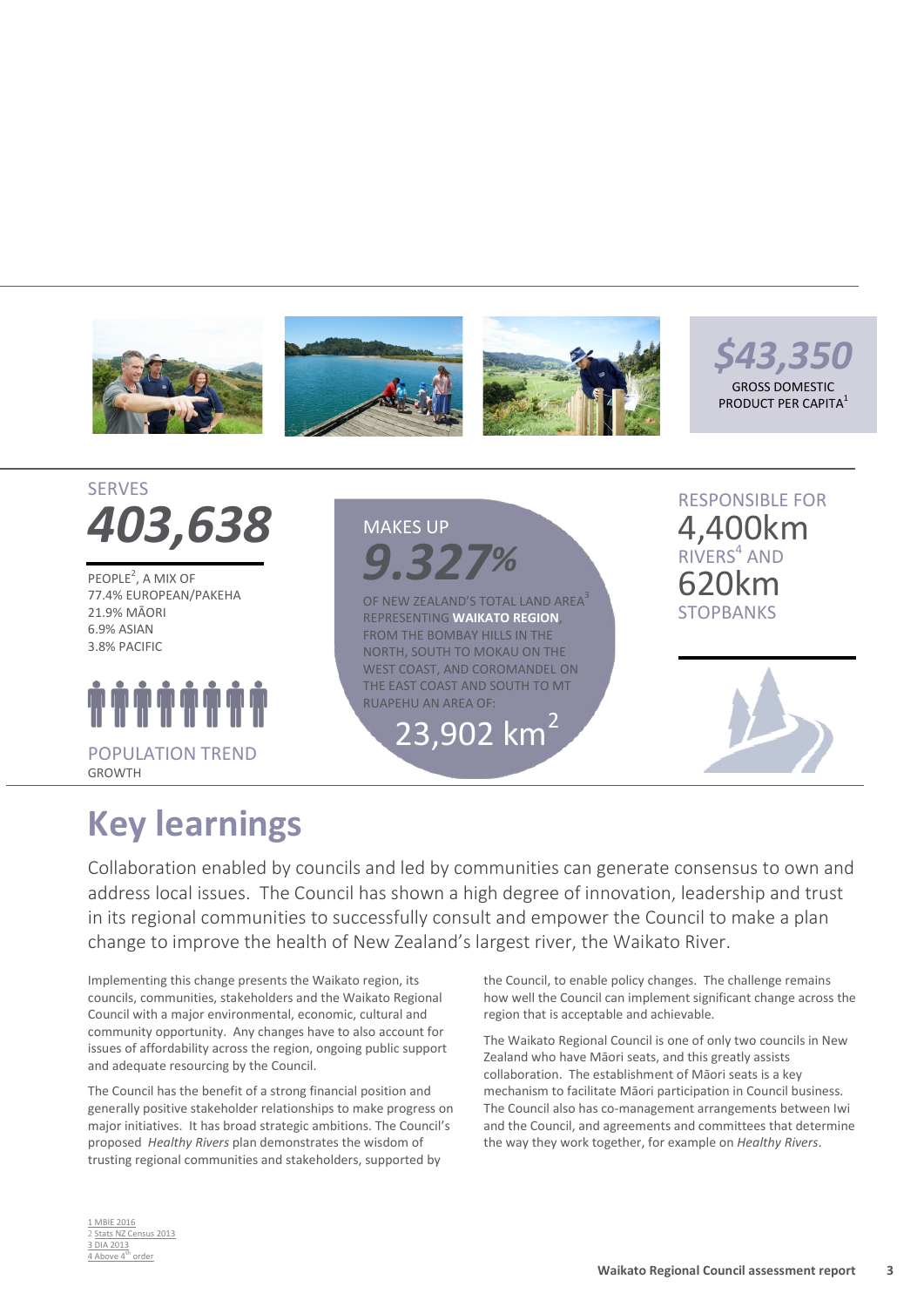$43,350

GROSS DOMESTIC PRODUCT PER CAPITA[1]

SERVES

**403,638**

PEOPLE[2], A MIX OF
77.4% EUROPEAN/PAKEHA
21.9% MĀORI
6.9% ASIAN
3.8% PACIFIC

POPULATION TREND
GROWTH

MAKES UP

**9.327%**

OF NEW ZEALAND'S TOTAL LAND AREA[3] REPRESENTING **WAIKATO REGION**, FROM THE BOMBAY HILLS IN THE NORTH, SOUTH TO MOKAU ON THE WEST COAST, AND COROMANDEL ON THE EAST COAST AND SOUTH TO MT RUAPEHU AN AREA OF:

23,902 km$^2$

RESPONSIBLE FOR
4,400km
RIVERS[4] AND
620km
STOPBANKS

# Key learnings

Collaboration enabled by councils and led by communities can generate consensus to own and address local issues. The Council has shown a high degree of innovation, leadership and trust in its regional communities to successfully consult and empower the Council to make a plan change to improve the health of New Zealand's largest river, the Waikato River.

Implementing this change presents the Waikato region, its councils, communities, stakeholders and the Waikato Regional Council with a major environmental, economic, cultural and community opportunity. Any changes have to also account for issues of affordability across the region, ongoing public support and adequate resourcing by the Council.

The Council has the benefit of a strong financial position and generally positive stakeholder relationships to make progress on major initiatives. It has broad strategic ambitions. The Council's proposed *Healthy Rivers* plan demonstrates the wisdom of trusting regional communities and stakeholders, supported by the Council, to enable policy changes. The challenge remains how well the Council can implement significant change across the region that is acceptable and achievable.

The Waikato Regional Council is one of only two councils in New Zealand who have Māori seats, and this greatly assists collaboration. The establishment of Māori seats is a key mechanism to facilitate Māori participation in Council business. The Council also has co-management arrangements between Iwi and the Council, and agreements and committees that determine the way they work together, for example on *Healthy Rivers*.

1 MBIE 2016
2 Stats NZ Census 2013
3 DIA 2013
4 Above 4th order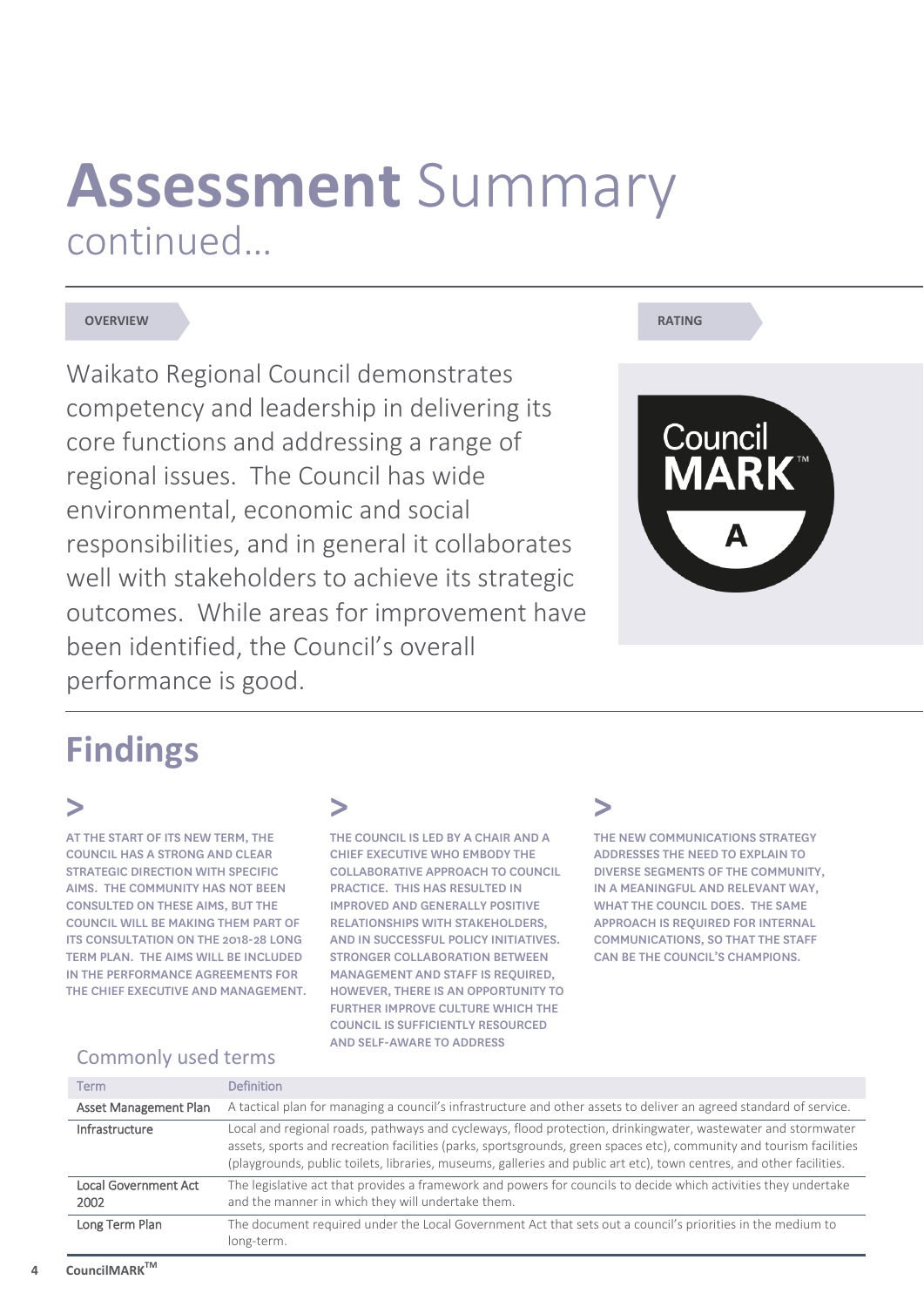# Assessment Summary continued...

OVERVIEW

Waikato Regional Council demonstrates competency and leadership in delivering its core functions and addressing a range of regional issues. The Council has wide environmental, economic and social responsibilities, and in general it collaborates well with stakeholders to achieve its strategic outcomes. While areas for improvement have been identified, the Council's overall performance is good.

RATING

Council MARK™ A

## Findings

> AT THE START OF ITS NEW TERM, THE COUNCIL HAS A STRONG AND CLEAR STRATEGIC DIRECTION WITH SPECIFIC AIMS. THE COMMUNITY HAS NOT BEEN CONSULTED ON THESE AIMS, BUT THE COUNCIL WILL BE MAKING THEM PART OF ITS CONSULTATION ON THE 2018-28 LONG TERM PLAN. THE AIMS WILL BE INCLUDED IN THE PERFORMANCE AGREEMENTS FOR THE CHIEF EXECUTIVE AND MANAGEMENT.

> THE COUNCIL IS LED BY A CHAIR AND A CHIEF EXECUTIVE WHO EMBODY THE COLLABORATIVE APPROACH TO COUNCIL PRACTICE. THIS HAS RESULTED IN IMPROVED AND GENERALLY POSITIVE RELATIONSHIPS WITH STAKEHOLDERS, AND IN SUCCESSFUL POLICY INITIATIVES. STRONGER COLLABORATION BETWEEN MANAGEMENT AND STAFF IS REQUIRED, HOWEVER, THERE IS AN OPPORTUNITY TO FURTHER IMPROVE CULTURE WHICH THE COUNCIL IS SUFFICIENTLY RESOURCED AND SELF-AWARE TO ADDRESS

> THE NEW COMMUNICATIONS STRATEGY ADDRESSES THE NEED TO EXPLAIN TO DIVERSE SEGMENTS OF THE COMMUNITY, IN A MEANINGFUL AND RELEVANT WAY, WHAT THE COUNCIL DOES. THE SAME APPROACH IS REQUIRED FOR INTERNAL COMMUNICATIONS, SO THAT THE STAFF CAN BE THE COUNCIL'S CHAMPIONS.

### Commonly used terms

| Term | Definition |
|---|---|
| Asset Management Plan | A tactical plan for managing a council's infrastructure and other assets to deliver an agreed standard of service. |
| Infrastructure | Local and regional roads, pathways and cycleways, flood protection, drinkingwater, wastewater and stormwater assets, sports and recreation facilities (parks, sportsgrounds, green spaces etc), community and tourism facilities (playgrounds, public toilets, libraries, museums, galleries and public art etc), town centres, and other facilities. |
| Local Government Act 2002 | The legislative act that provides a framework and powers for councils to decide which activities they undertake and the manner in which they will undertake them. |
| Long Term Plan | The document required under the Local Government Act that sets out a council's priorities in the medium to long-term. |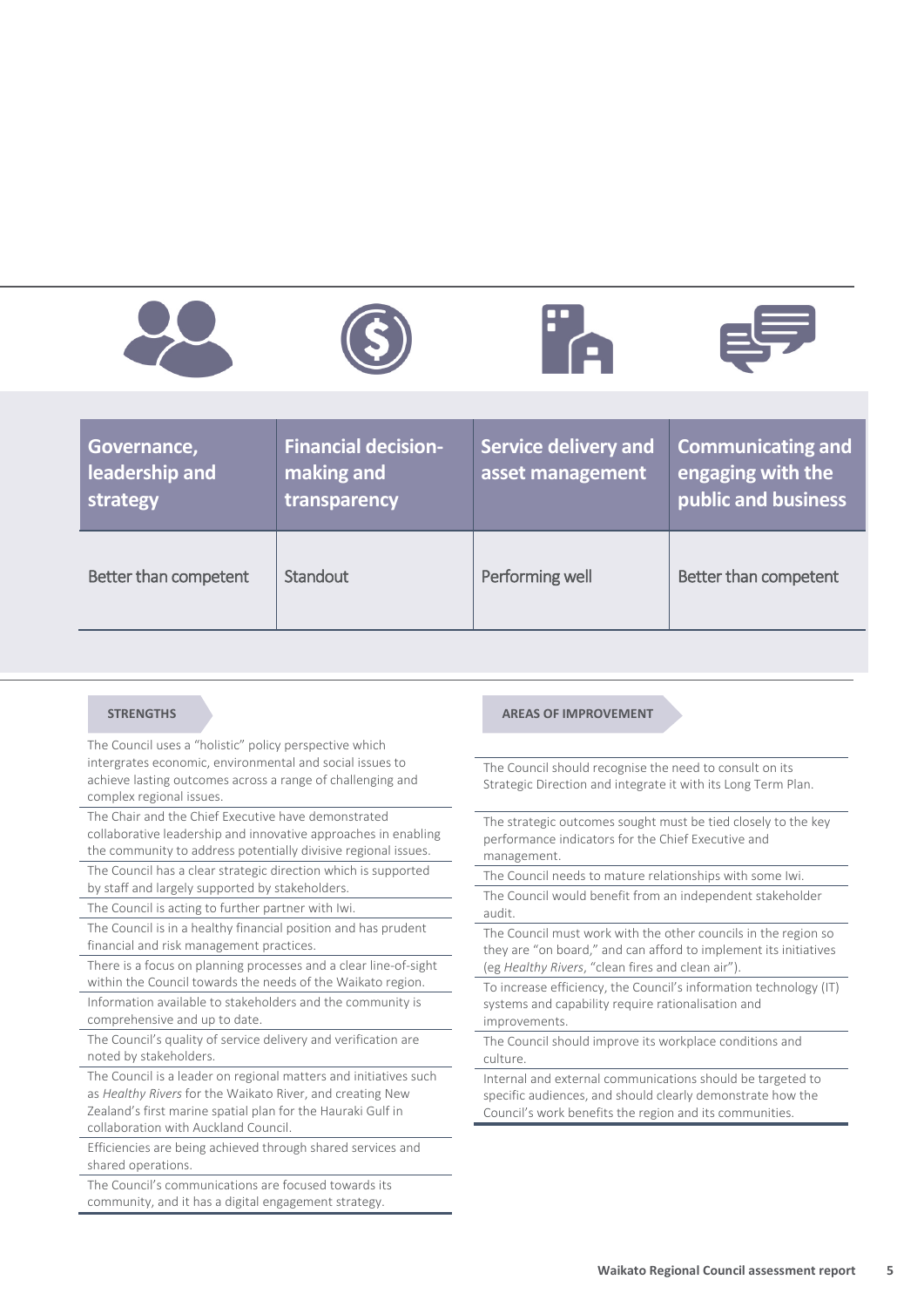| Governance, leadership and strategy | Financial decision-making and transparency | Service delivery and asset management | Communicating and engaging with the public and business |
|---|---|---|---|
| Better than competent | Standout | Performing well | Better than competent |

**STRENGTHS**

The Council uses a "holistic" policy perspective which intergrates economic, environmental and social issues to achieve lasting outcomes across a range of challenging and complex regional issues.

The Chair and the Chief Executive have demonstrated collaborative leadership and innovative approaches in enabling the community to address potentially divisive regional issues.

The Council has a clear strategic direction which is supported by staff and largely supported by stakeholders.

The Council is acting to further partner with Iwi.

The Council is in a healthy financial position and has prudent financial and risk management practices.

There is a focus on planning processes and a clear line-of-sight within the Council towards the needs of the Waikato region.

Information available to stakeholders and the community is comprehensive and up to date.

The Council's quality of service delivery and verification are noted by stakeholders.

The Council is a leader on regional matters and initiatives such as *Healthy Rivers* for the Waikato River, and creating New Zealand's first marine spatial plan for the Hauraki Gulf in collaboration with Auckland Council.

Efficiencies are being achieved through shared services and shared operations.

The Council's communications are focused towards its community, and it has a digital engagement strategy.

**AREAS OF IMPROVEMENT**

The Council should recognise the need to consult on its Strategic Direction and integrate it with its Long Term Plan.

The strategic outcomes sought must be tied closely to the key performance indicators for the Chief Executive and management.

The Council needs to mature relationships with some Iwi.

The Council would benefit from an independent stakeholder audit.

The Council must work with the other councils in the region so they are "on board," and can afford to implement its initiatives (eg *Healthy Rivers*, "clean fires and clean air").

To increase efficiency, the Council's information technology (IT) systems and capability require rationalisation and improvements.

The Council should improve its workplace conditions and culture.

Internal and external communications should be targeted to specific audiences, and should clearly demonstrate how the Council's work benefits the region and its communities.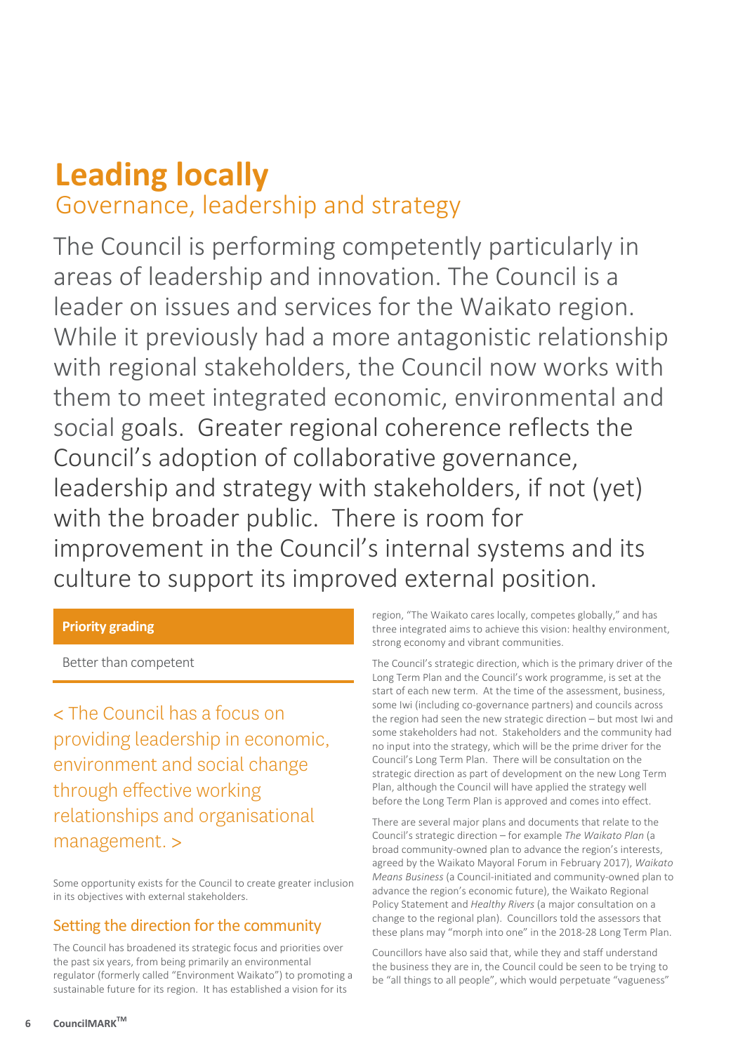# Leading locally

## Governance, leadership and strategy

The Council is performing competently particularly in areas of leadership and innovation. The Council is a leader on issues and services for the Waikato region. While it previously had a more antagonistic relationship with regional stakeholders, the Council now works with them to meet integrated economic, environmental and social goals. Greater regional coherence reflects the Council's adoption of collaborative governance, leadership and strategy with stakeholders, if not (yet) with the broader public. There is room for improvement in the Council's internal systems and its culture to support its improved external position.

**Priority grading**

Better than competent

< The Council has a focus on providing leadership in economic, environment and social change through effective working relationships and organisational management. >

Some opportunity exists for the Council to create greater inclusion in its objectives with external stakeholders.

### Setting the direction for the community

The Council has broadened its strategic focus and priorities over the past six years, from being primarily an environmental regulator (formerly called "Environment Waikato") to promoting a sustainable future for its region. It has established a vision for its region, "The Waikato cares locally, competes globally," and has three integrated aims to achieve this vision: healthy environment, strong economy and vibrant communities.

The Council's strategic direction, which is the primary driver of the Long Term Plan and the Council's work programme, is set at the start of each new term. At the time of the assessment, business, some Iwi (including co-governance partners) and councils across the region had seen the new strategic direction – but most Iwi and some stakeholders had not. Stakeholders and the community had no input into the strategy, which will be the prime driver for the Council's Long Term Plan. There will be consultation on the strategic direction as part of development on the new Long Term Plan, although the Council will have applied the strategy well before the Long Term Plan is approved and comes into effect.

There are several major plans and documents that relate to the Council's strategic direction – for example *The Waikato Plan* (a broad community-owned plan to advance the region's interests, agreed by the Waikato Mayoral Forum in February 2017), *Waikato Means Business* (a Council-initiated and community-owned plan to advance the region's economic future), the Waikato Regional Policy Statement and *Healthy Rivers* (a major consultation on a change to the regional plan). Councillors told the assessors that these plans may "morph into one" in the 2018-28 Long Term Plan.

Councillors have also said that, while they and staff understand the business they are in, the Council could be seen to be trying to be "all things to all people", which would perpetuate "vagueness"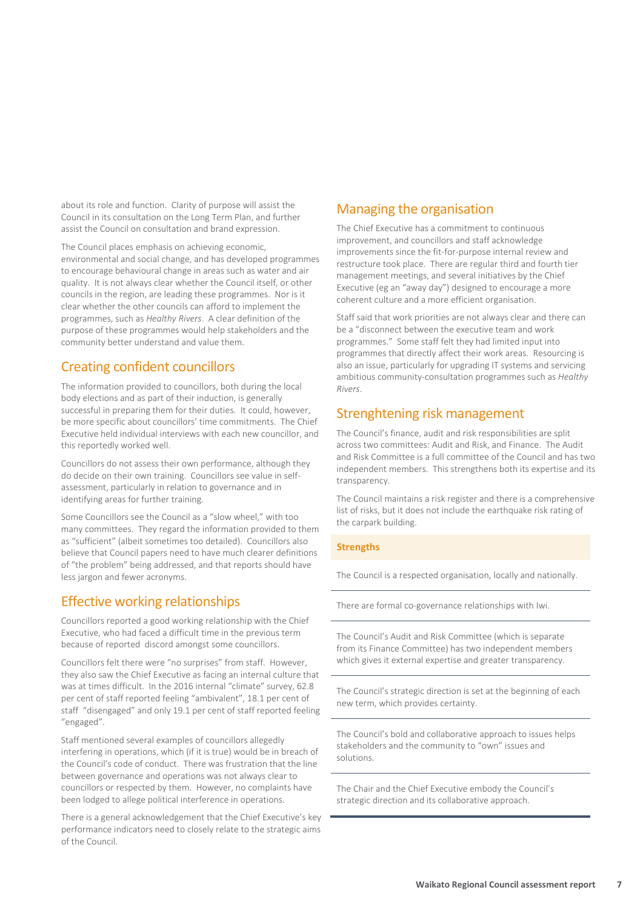about its role and function. Clarity of purpose will assist the Council in its consultation on the Long Term Plan, and further assist the Council on consultation and brand expression.

The Council places emphasis on achieving economic, environmental and social change, and has developed programmes to encourage behavioural change in areas such as water and air quality. It is not always clear whether the Council itself, or other councils in the region, are leading these programmes. Nor is it clear whether the other councils can afford to implement the programmes, such as *Healthy Rivers*. A clear definition of the purpose of these programmes would help stakeholders and the community better understand and value them.

## Creating confident councillors

The information provided to councillors, both during the local body elections and as part of their induction, is generally successful in preparing them for their duties. It could, however, be more specific about councillors' time commitments. The Chief Executive held individual interviews with each new councillor, and this reportedly worked well.

Councillors do not assess their own performance, although they do decide on their own training. Councillors see value in self-assessment, particularly in relation to governance and in identifying areas for further training.

Some Councillors see the Council as a "slow wheel," with too many committees. They regard the information provided to them as "sufficient" (albeit sometimes too detailed). Councillors also believe that Council papers need to have much clearer definitions of "the problem" being addressed, and that reports should have less jargon and fewer acronyms.

## Effective working relationships

Councillors reported a good working relationship with the Chief Executive, who had faced a difficult time in the previous term because of reported discord amongst some councillors.

Councillors felt there were "no surprises" from staff. However, they also saw the Chief Executive as facing an internal culture that was at times difficult. In the 2016 internal "climate" survey, 62.8 per cent of staff reported feeling "ambivalent", 18.1 per cent of staff "disengaged" and only 19.1 per cent of staff reported feeling "engaged".

Staff mentioned several examples of councillors allegedly interfering in operations, which (if it is true) would be in breach of the Council's code of conduct. There was frustration that the line between governance and operations was not always clear to councillors or respected by them. However, no complaints have been lodged to allege political interference in operations.

There is a general acknowledgement that the Chief Executive's key performance indicators need to closely relate to the strategic aims of the Council.

## Managing the organisation

The Chief Executive has a commitment to continuous improvement, and councillors and staff acknowledge improvements since the fit-for-purpose internal review and restructure took place. There are regular third and fourth tier management meetings, and several initiatives by the Chief Executive (eg an "away day") designed to encourage a more coherent culture and a more efficient organisation.

Staff said that work priorities are not always clear and there can be a "disconnect between the executive team and work programmes." Some staff felt they had limited input into programmes that directly affect their work areas. Resourcing is also an issue, particularly for upgrading IT systems and servicing ambitious community-consultation programmes such as *Healthy Rivers*.

## Strenghtening risk management

The Council's finance, audit and risk responsibilities are split across two committees: Audit and Risk, and Finance. The Audit and Risk Committee is a full committee of the Council and has two independent members. This strengthens both its expertise and its transparency.

The Council maintains a risk register and there is a comprehensive list of risks, but it does not include the earthquake risk rating of the carpark building.

| **Strengths** |
|---|
| The Council is a respected organisation, locally and nationally. |
| There are formal co-governance relationships with Iwi. |
| The Council's Audit and Risk Committee (which is separate from its Finance Committee) has two independent members which gives it external expertise and greater transparency. |
| The Council's strategic direction is set at the beginning of each new term, which provides certainty. |
| The Council's bold and collaborative approach to issues helps stakeholders and the community to "own" issues and solutions. |
| The Chair and the Chief Executive embody the Council's strategic direction and its collaborative approach. |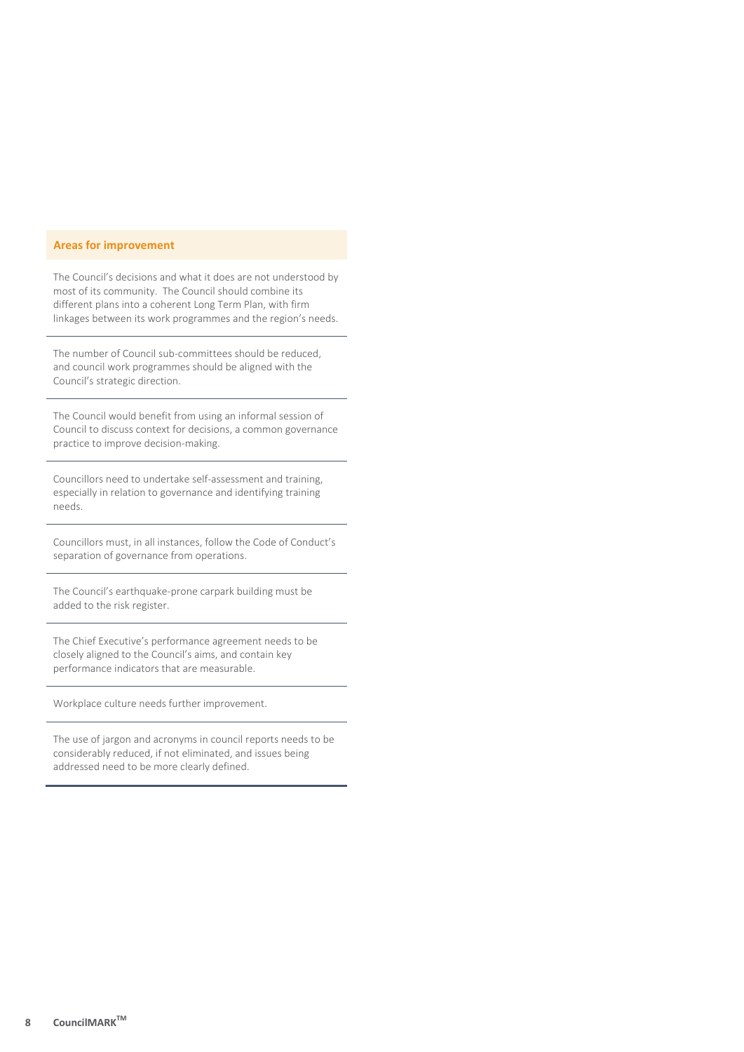### Areas for improvement

The Council's decisions and what it does are not understood by most of its community. The Council should combine its different plans into a coherent Long Term Plan, with firm linkages between its work programmes and the region's needs.

The number of Council sub-committees should be reduced, and council work programmes should be aligned with the Council's strategic direction.

The Council would benefit from using an informal session of Council to discuss context for decisions, a common governance practice to improve decision-making.

Councillors need to undertake self-assessment and training, especially in relation to governance and identifying training needs.

Councillors must, in all instances, follow the Code of Conduct's separation of governance from operations.

The Council's earthquake-prone carpark building must be added to the risk register.

The Chief Executive's performance agreement needs to be closely aligned to the Council's aims, and contain key performance indicators that are measurable.

Workplace culture needs further improvement.

The use of jargon and acronyms in council reports needs to be considerably reduced, if not eliminated, and issues being addressed need to be more clearly defined.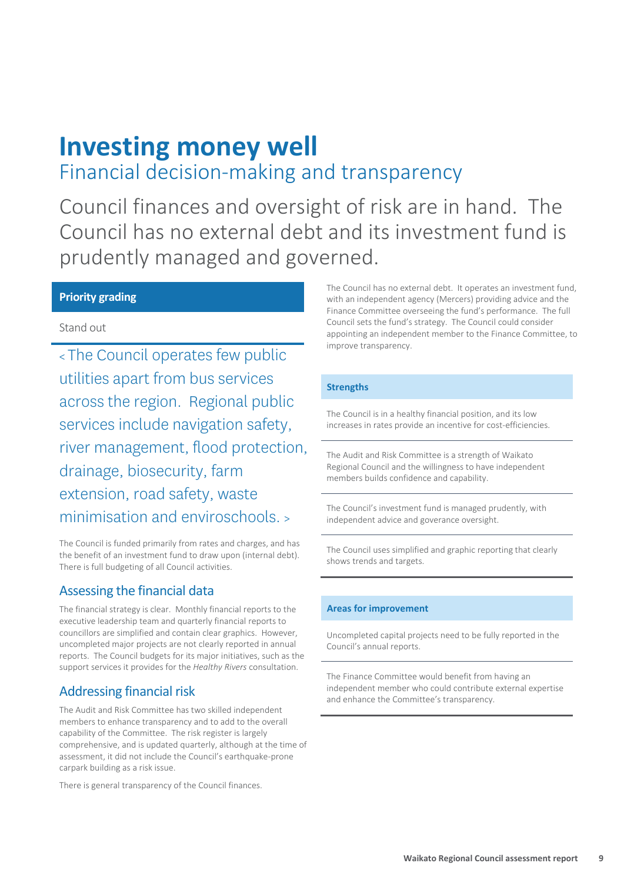# Investing money well

## Financial decision-making and transparency

Council finances and oversight of risk are in hand. The Council has no external debt and its investment fund is prudently managed and governed.

**Priority grading**

Stand out

< The Council operates few public utilities apart from bus services across the region. Regional public services include navigation safety, river management, flood protection, drainage, biosecurity, farm extension, road safety, waste minimisation and enviroschools. >

The Council is funded primarily from rates and charges, and has the benefit of an investment fund to draw upon (internal debt). There is full budgeting of all Council activities.

### Assessing the financial data

The financial strategy is clear. Monthly financial reports to the executive leadership team and quarterly financial reports to councillors are simplified and contain clear graphics. However, uncompleted major projects are not clearly reported in annual reports. The Council budgets for its major initiatives, such as the support services it provides for the *Healthy Rivers* consultation.

### Addressing financial risk

The Audit and Risk Committee has two skilled independent members to enhance transparency and to add to the overall capability of the Committee. The risk register is largely comprehensive, and is updated quarterly, although at the time of assessment, it did not include the Council's earthquake-prone carpark building as a risk issue.

There is general transparency of the Council finances.

The Council has no external debt. It operates an investment fund, with an independent agency (Mercers) providing advice and the Finance Committee overseeing the fund's performance. The full Council sets the fund's strategy. The Council could consider appointing an independent member to the Finance Committee, to improve transparency.

**Strengths**

The Council is in a healthy financial position, and its low increases in rates provide an incentive for cost-efficiencies.

The Audit and Risk Committee is a strength of Waikato Regional Council and the willingness to have independent members builds confidence and capability.

The Council's investment fund is managed prudently, with independent advice and goverance oversight.

The Council uses simplified and graphic reporting that clearly shows trends and targets.

**Areas for improvement**

Uncompleted capital projects need to be fully reported in the Council's annual reports.

The Finance Committee would benefit from having an independent member who could contribute external expertise and enhance the Committee's transparency.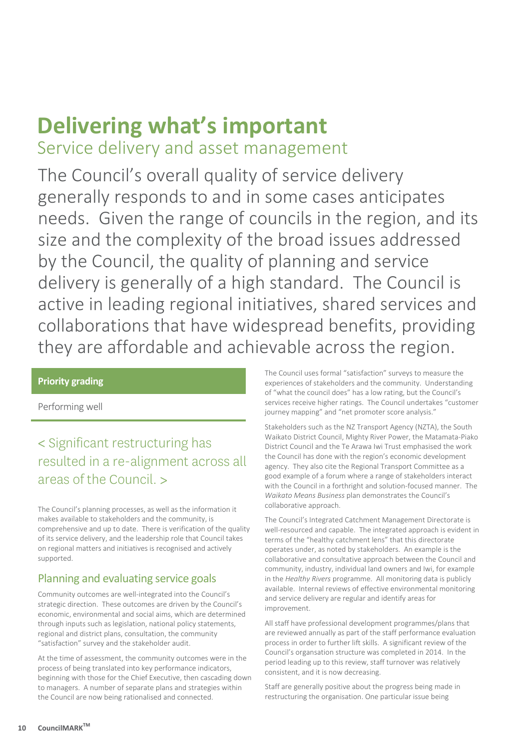# Delivering what's important

## Service delivery and asset management

The Council's overall quality of service delivery generally responds to and in some cases anticipates needs. Given the range of councils in the region, and its size and the complexity of the broad issues addressed by the Council, the quality of planning and service delivery is generally of a high standard. The Council is active in leading regional initiatives, shared services and collaborations that have widespread benefits, providing they are affordable and achievable across the region.

| Priority grading |
| --- |
| Performing well |

< Significant restructuring has resulted in a re-alignment across all areas of the Council. >

The Council's planning processes, as well as the information it makes available to stakeholders and the community, is comprehensive and up to date. There is verification of the quality of its service delivery, and the leadership role that Council takes on regional matters and initiatives is recognised and actively supported.

### Planning and evaluating service goals

Community outcomes are well-integrated into the Council's strategic direction. These outcomes are driven by the Council's economic, environmental and social aims, which are determined through inputs such as legislation, national policy statements, regional and district plans, consultation, the community "satisfaction" survey and the stakeholder audit.

At the time of assessment, the community outcomes were in the process of being translated into key performance indicators, beginning with those for the Chief Executive, then cascading down to managers. A number of separate plans and strategies within the Council are now being rationalised and connected.

The Council uses formal "satisfaction" surveys to measure the experiences of stakeholders and the community. Understanding of "what the council does" has a low rating, but the Council's services receive higher ratings. The Council undertakes "customer journey mapping" and "net promoter score analysis."

Stakeholders such as the NZ Transport Agency (NZTA), the South Waikato District Council, Mighty River Power, the Matamata-Piako District Council and the Te Arawa Iwi Trust emphasised the work the Council has done with the region's economic development agency. They also cite the Regional Transport Committee as a good example of a forum where a range of stakeholders interact with the Council in a forthright and solution-focused manner. The *Waikato Means Business* plan demonstrates the Council's collaborative approach.

The Council's Integrated Catchment Management Directorate is well-resourced and capable. The integrated approach is evident in terms of the "healthy catchment lens" that this directorate operates under, as noted by stakeholders. An example is the collaborative and consultative approach between the Council and community, industry, individual land owners and Iwi, for example in the *Healthy Rivers* programme. All monitoring data is publicly available. Internal reviews of effective environmental monitoring and service delivery are regular and identify areas for improvement.

All staff have professional development programmes/plans that are reviewed annually as part of the staff performance evaluation process in order to further lift skills. A significant review of the Council's organsation structure was completed in 2014. In the period leading up to this review, staff turnover was relatively consistent, and it is now decreasing.

Staff are generally positive about the progress being made in restructuring the organisation. One particular issue being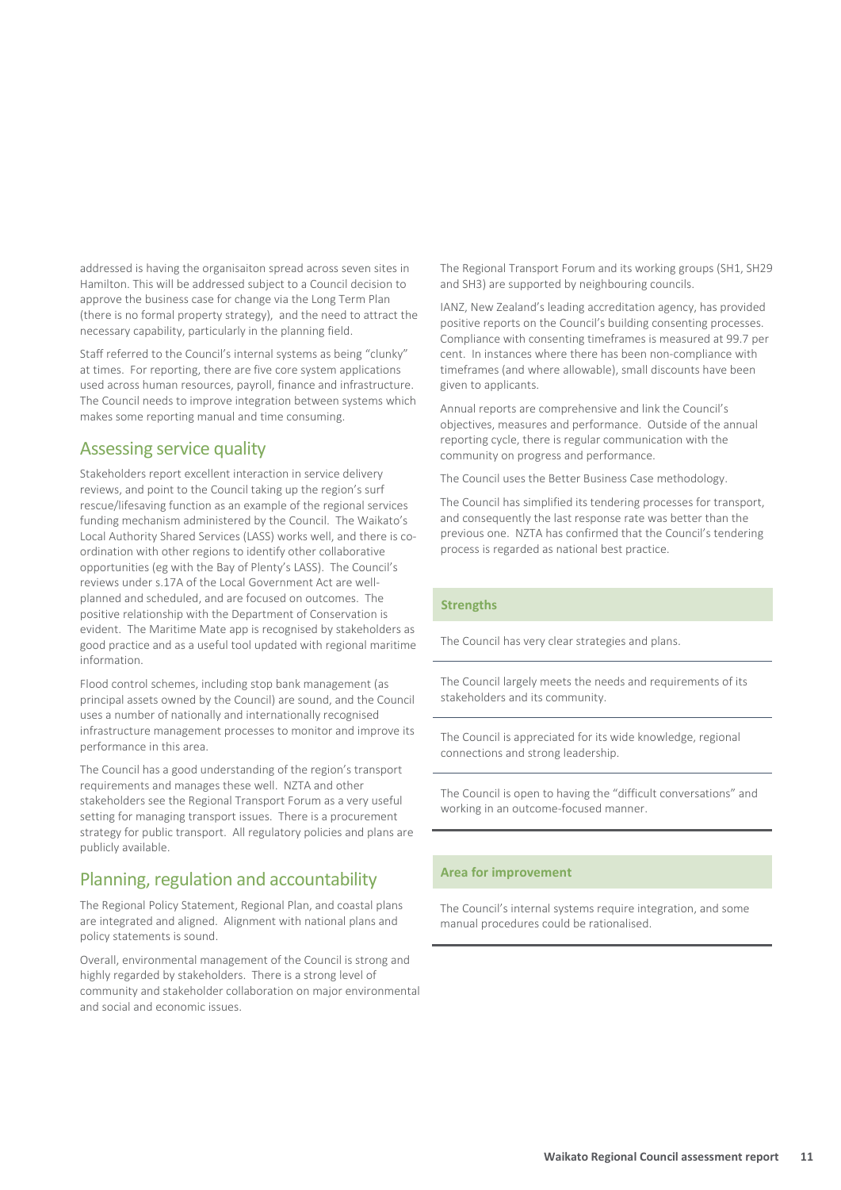addressed is having the organisaiton spread across seven sites in Hamilton. This will be addressed subject to a Council decision to approve the business case for change via the Long Term Plan (there is no formal property strategy), and the need to attract the necessary capability, particularly in the planning field.

Staff referred to the Council's internal systems as being "clunky" at times. For reporting, there are five core system applications used across human resources, payroll, finance and infrastructure. The Council needs to improve integration between systems which makes some reporting manual and time consuming.

## Assessing service quality

Stakeholders report excellent interaction in service delivery reviews, and point to the Council taking up the region's surf rescue/lifesaving function as an example of the regional services funding mechanism administered by the Council. The Waikato's Local Authority Shared Services (LASS) works well, and there is co-ordination with other regions to identify other collaborative opportunities (eg with the Bay of Plenty's LASS). The Council's reviews under s.17A of the Local Government Act are well-planned and scheduled, and are focused on outcomes. The positive relationship with the Department of Conservation is evident. The Maritime Mate app is recognised by stakeholders as good practice and as a useful tool updated with regional maritime information.

Flood control schemes, including stop bank management (as principal assets owned by the Council) are sound, and the Council uses a number of nationally and internationally recognised infrastructure management processes to monitor and improve its performance in this area.

The Council has a good understanding of the region's transport requirements and manages these well. NZTA and other stakeholders see the Regional Transport Forum as a very useful setting for managing transport issues. There is a procurement strategy for public transport. All regulatory policies and plans are publicly available.

## Planning, regulation and accountability

The Regional Policy Statement, Regional Plan, and coastal plans are integrated and aligned. Alignment with national plans and policy statements is sound.

Overall, environmental management of the Council is strong and highly regarded by stakeholders. There is a strong level of community and stakeholder collaboration on major environmental and social and economic issues.

The Regional Transport Forum and its working groups (SH1, SH29 and SH3) are supported by neighbouring councils.

IANZ, New Zealand's leading accreditation agency, has provided positive reports on the Council's building consenting processes. Compliance with consenting timeframes is measured at 99.7 per cent. In instances where there has been non-compliance with timeframes (and where allowable), small discounts have been given to applicants.

Annual reports are comprehensive and link the Council's objectives, measures and performance. Outside of the annual reporting cycle, there is regular communication with the community on progress and performance.

The Council uses the Better Business Case methodology.

The Council has simplified its tendering processes for transport, and consequently the last response rate was better than the previous one. NZTA has confirmed that the Council's tendering process is regarded as national best practice.

**Strengths**

The Council has very clear strategies and plans.

The Council largely meets the needs and requirements of its stakeholders and its community.

The Council is appreciated for its wide knowledge, regional connections and strong leadership.

The Council is open to having the "difficult conversations" and working in an outcome-focused manner.

**Area for improvement**

The Council's internal systems require integration, and some manual procedures could be rationalised.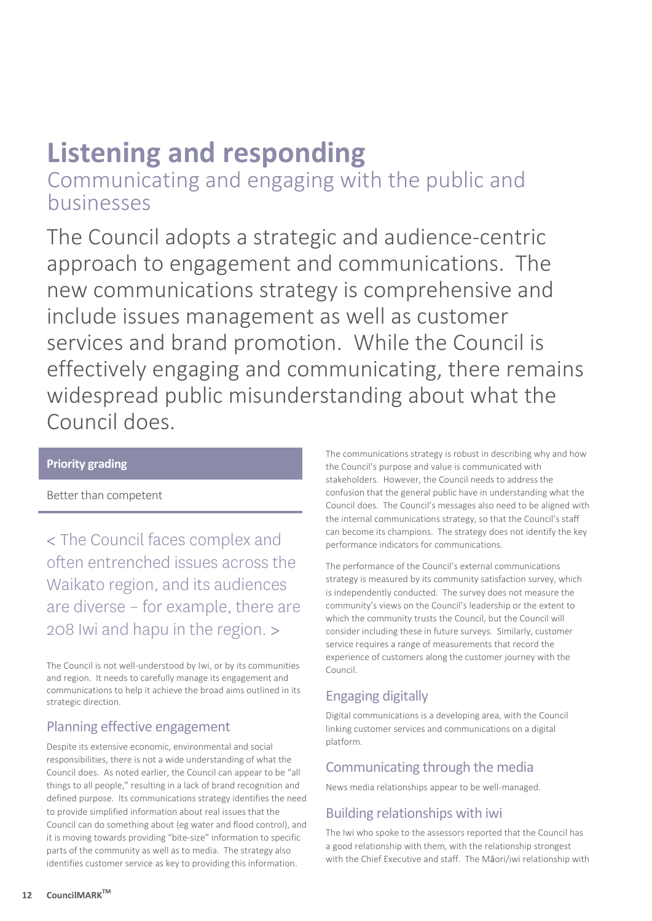# Listening and responding

## Communicating and engaging with the public and businesses

The Council adopts a strategic and audience-centric approach to engagement and communications. The new communications strategy is comprehensive and include issues management as well as customer services and brand promotion. While the Council is effectively engaging and communicating, there remains widespread public misunderstanding about what the Council does.

**Priority grading**

Better than competent

< The Council faces complex and often entrenched issues across the Waikato region, and its audiences are diverse – for example, there are 208 Iwi and hapu in the region. >

The Council is not well-understood by Iwi, or by its communities and region. It needs to carefully manage its engagement and communications to help it achieve the broad aims outlined in its strategic direction.

### Planning effective engagement

Despite its extensive economic, environmental and social responsibilities, there is not a wide understanding of what the Council does. As noted earlier, the Council can appear to be "all things to all people," resulting in a lack of brand recognition and defined purpose. Its communications strategy identifies the need to provide simplified information about real issues that the Council can do something about (eg water and flood control), and it is moving towards providing "bite-size" information to specific parts of the community as well as to media. The strategy also identifies customer service as key to providing this information.

The communications strategy is robust in describing why and how the Council's purpose and value is communicated with stakeholders. However, the Council needs to address the confusion that the general public have in understanding what the Council does. The Council's messages also need to be aligned with the internal communications strategy, so that the Council's staff can become its champions. The strategy does not identify the key performance indicators for communications.

The performance of the Council's external communications strategy is measured by its community satisfaction survey, which is independently conducted. The survey does not measure the community's views on the Council's leadership or the extent to which the community trusts the Council, but the Council will consider including these in future surveys. Similarly, customer service requires a range of measurements that record the experience of customers along the customer journey with the Council.

### Engaging digitally

Digital communications is a developing area, with the Council linking customer services and communications on a digital platform.

### Communicating through the media

News media relationships appear to be well-managed.

### Building relationships with iwi

The Iwi who spoke to the assessors reported that the Council has a good relationship with them, with the relationship strongest with the Chief Executive and staff. The Māori/iwi relationship with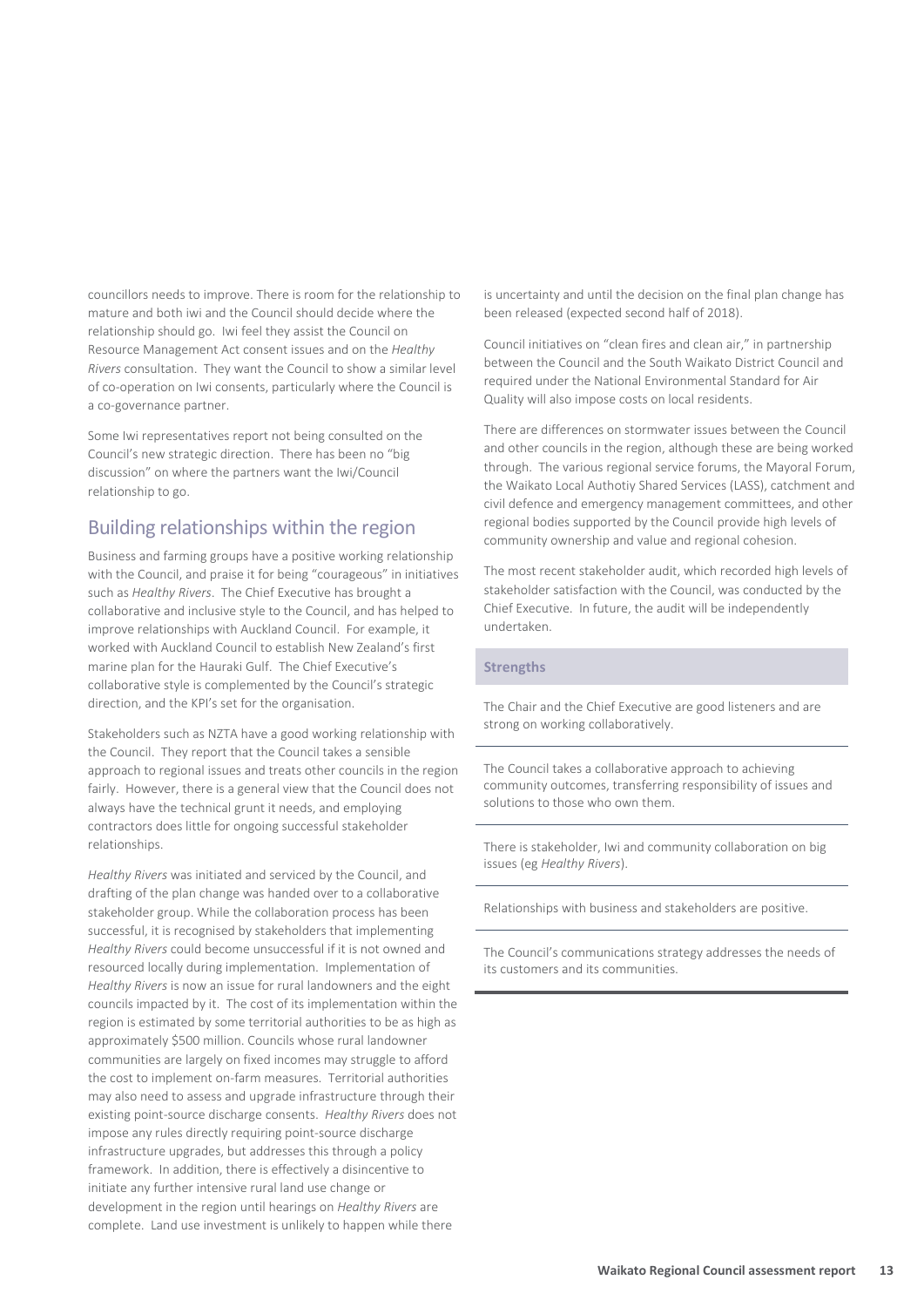councillors needs to improve. There is room for the relationship to mature and both iwi and the Council should decide where the relationship should go. Iwi feel they assist the Council on Resource Management Act consent issues and on the *Healthy Rivers* consultation. They want the Council to show a similar level of co-operation on Iwi consents, particularly where the Council is a co-governance partner.

Some Iwi representatives report not being consulted on the Council's new strategic direction. There has been no "big discussion" on where the partners want the Iwi/Council relationship to go.

## Building relationships within the region

Business and farming groups have a positive working relationship with the Council, and praise it for being "courageous" in initiatives such as *Healthy Rivers*. The Chief Executive has brought a collaborative and inclusive style to the Council, and has helped to improve relationships with Auckland Council. For example, it worked with Auckland Council to establish New Zealand's first marine plan for the Hauraki Gulf. The Chief Executive's collaborative style is complemented by the Council's strategic direction, and the KPI's set for the organisation.

Stakeholders such as NZTA have a good working relationship with the Council. They report that the Council takes a sensible approach to regional issues and treats other councils in the region fairly. However, there is a general view that the Council does not always have the technical grunt it needs, and employing contractors does little for ongoing successful stakeholder relationships.

*Healthy Rivers* was initiated and serviced by the Council, and drafting of the plan change was handed over to a collaborative stakeholder group. While the collaboration process has been successful, it is recognised by stakeholders that implementing *Healthy Rivers* could become unsuccessful if it is not owned and resourced locally during implementation. Implementation of *Healthy Rivers* is now an issue for rural landowners and the eight councils impacted by it. The cost of its implementation within the region is estimated by some territorial authorities to be as high as approximately $500 million. Councils whose rural landowner communities are largely on fixed incomes may struggle to afford the cost to implement on-farm measures. Territorial authorities may also need to assess and upgrade infrastructure through their existing point-source discharge consents. *Healthy Rivers* does not impose any rules directly requiring point-source discharge infrastructure upgrades, but addresses this through a policy framework. In addition, there is effectively a disincentive to initiate any further intensive rural land use change or development in the region until hearings on *Healthy Rivers* are complete. Land use investment is unlikely to happen while there is uncertainty and until the decision on the final plan change has been released (expected second half of 2018).

Council initiatives on "clean fires and clean air," in partnership between the Council and the South Waikato District Council and required under the National Environmental Standard for Air Quality will also impose costs on local residents.

There are differences on stormwater issues between the Council and other councils in the region, although these are being worked through. The various regional service forums, the Mayoral Forum, the Waikato Local Authotiy Shared Services (LASS), catchment and civil defence and emergency management committees, and other regional bodies supported by the Council provide high levels of community ownership and value and regional cohesion.

The most recent stakeholder audit, which recorded high levels of stakeholder satisfaction with the Council, was conducted by the Chief Executive. In future, the audit will be independently undertaken.

**Strengths**

The Chair and the Chief Executive are good listeners and are strong on working collaboratively.

The Council takes a collaborative approach to achieving community outcomes, transferring responsibility of issues and solutions to those who own them.

There is stakeholder, Iwi and community collaboration on big issues (eg *Healthy Rivers*).

Relationships with business and stakeholders are positive.

The Council's communications strategy addresses the needs of its customers and its communities.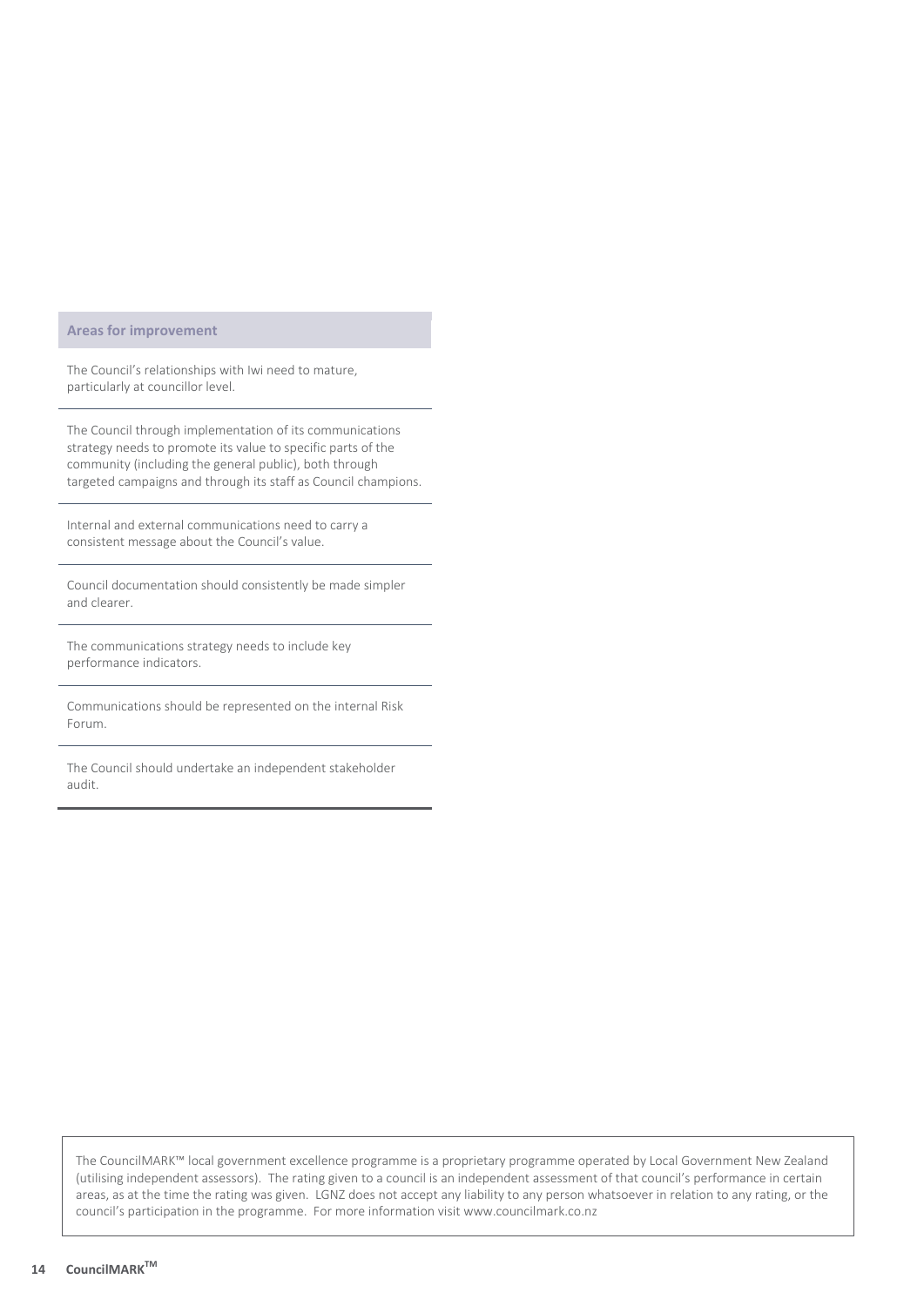**Areas for improvement**

The Council's relationships with Iwi need to mature, particularly at councillor level.

The Council through implementation of its communications strategy needs to promote its value to specific parts of the community (including the general public), both through targeted campaigns and through its staff as Council champions.

Internal and external communications need to carry a consistent message about the Council's value.

Council documentation should consistently be made simpler and clearer.

The communications strategy needs to include key performance indicators.

Communications should be represented on the internal Risk Forum.

The Council should undertake an independent stakeholder audit.

The CouncilMARK™ local government excellence programme is a proprietary programme operated by Local Government New Zealand (utilising independent assessors). The rating given to a council is an independent assessment of that council's performance in certain areas, as at the time the rating was given. LGNZ does not accept any liability to any person whatsoever in relation to any rating, or the council's participation in the programme. For more information visit www.councilmark.co.nz